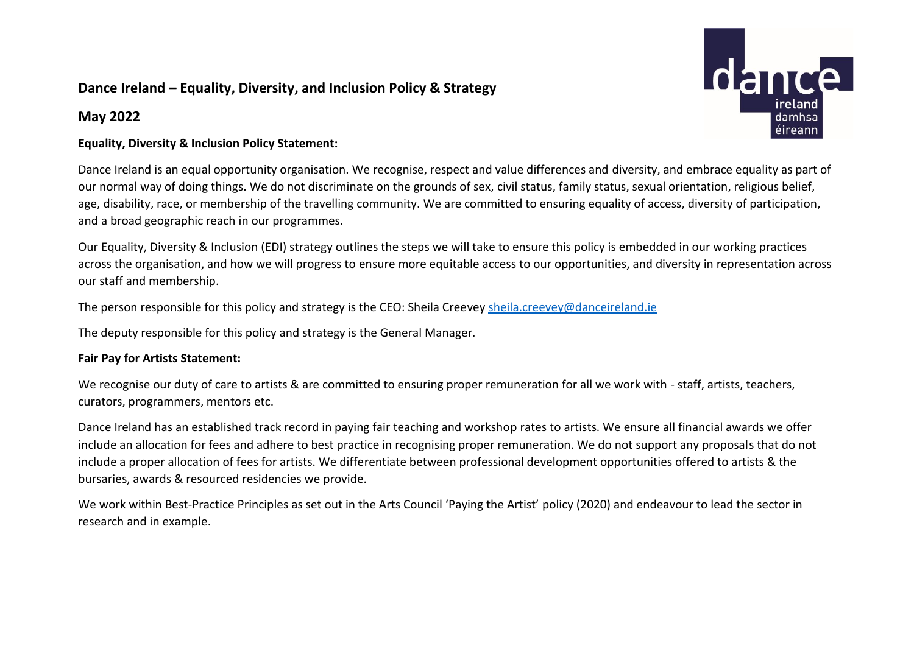# Dance Ireland – Equality, Diversity, and Inclusion Policy & Strategy

## May 2022

**Equality, Diversity & Inclusion Policy Statement:**

Dance Ireland is an equal opportunity organisation. We recognise, respect and value differences and diversity, and embrace equality as part of our normal way of doing things. We do not discriminate on the grounds of sex, civil status, family status, sexual orientation, religious belief, age, disability, race, or membership of the travelling community. We are committed to ensuring equality of access, diversity of participation, and a broad geographic reach in our programmes.

Our Equality, Diversity & Inclusion (EDI) strategy outlines the steps we will take to ensure this policy is embedded in our working practices across the organisation, and how we will progress to ensure more equitable access to our opportunities, and diversity in representation across our staff and membership.

The person responsible for this policy and strategy is the CEO: Sheila Creevey sheila.creevey@danceireland.ie

The deputy responsible for this policy and strategy is the General Manager.

**Fair Pay for Artists Statement:**

We recognise our duty of care to artists & are committed to ensuring proper remuneration for all we work with - staff, artists, teachers, curators, programmers, mentors etc.

Dance Ireland has an established track record in paying fair teaching and workshop rates to artists. We ensure all financial awards we offer include an allocation for fees and adhere to best practice in recognising proper remuneration. We do not support any proposals that do not include a proper allocation of fees for artists. We differentiate between professional development opportunities offered to artists & the bursaries, awards & resourced residencies we provide.

We work within Best-Practice Principles as set out in the Arts Council 'Paying the Artist' policy (2020) and endeavour to lead the sector in research and in example.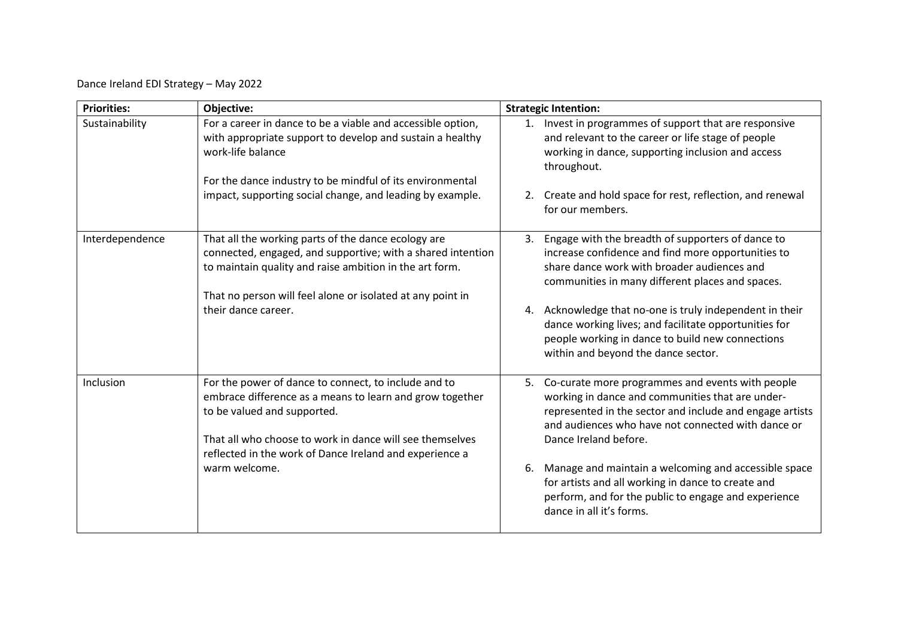Dance Ireland EDI Strategy – May 2022

| **Priorities:** | **Objective:** | **Strategic Intention:** |
|---|---|---|
| Sustainability | For a career in dance to be a viable and accessible option, with appropriate support to develop and sustain a healthy work-life balance<br><br>For the dance industry to be mindful of its environmental impact, supporting social change, and leading by example. | 1. Invest in programmes of support that are responsive and relevant to the career or life stage of people working in dance, supporting inclusion and access throughout.<br><br>2. Create and hold space for rest, reflection, and renewal for our members. |
| Interdependence | That all the working parts of the dance ecology are connected, engaged, and supportive; with a shared intention to maintain quality and raise ambition in the art form.<br><br>That no person will feel alone or isolated at any point in their dance career. | 3. Engage with the breadth of supporters of dance to increase confidence and find more opportunities to share dance work with broader audiences and communities in many different places and spaces.<br><br>4. Acknowledge that no-one is truly independent in their dance working lives; and facilitate opportunities for people working in dance to build new connections within and beyond the dance sector. |
| Inclusion | For the power of dance to connect, to include and to embrace difference as a means to learn and grow together to be valued and supported.<br><br>That all who choose to work in dance will see themselves reflected in the work of Dance Ireland and experience a warm welcome. | 5. Co-curate more programmes and events with people working in dance and communities that are under-represented in the sector and include and engage artists and audiences who have not connected with dance or Dance Ireland before.<br><br>6. Manage and maintain a welcoming and accessible space for artists and all working in dance to create and perform, and for the public to engage and experience dance in all it's forms. |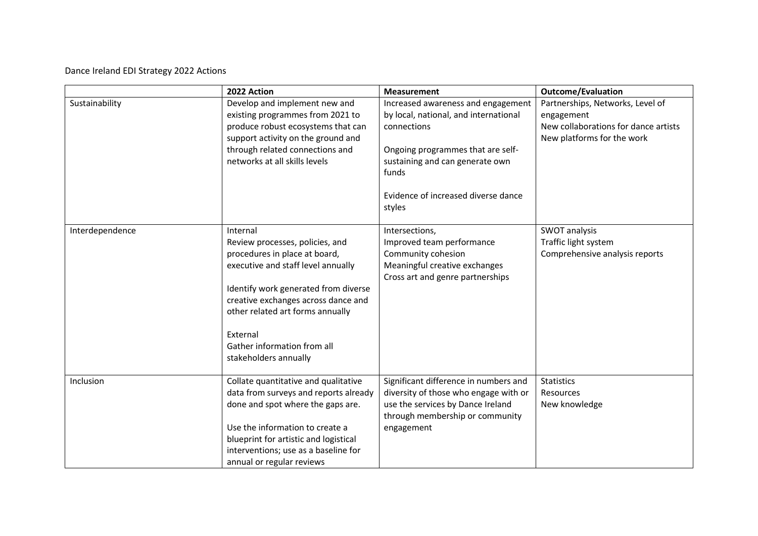Dance Ireland EDI Strategy 2022 Actions

| | 2022 Action | Measurement | Outcome/Evaluation |
|---|---|---|---|
| Sustainability | Develop and implement new and existing programmes from 2021 to produce robust ecosystems that can support activity on the ground and through related connections and networks at all skills levels | Increased awareness and engagement by local, national, and international connections<br><br>Ongoing programmes that are self-sustaining and can generate own funds<br><br>Evidence of increased diverse dance styles | Partnerships, Networks, Level of engagement<br>New collaborations for dance artists<br>New platforms for the work |
| Interdependence | Internal<br>Review processes, policies, and procedures in place at board, executive and staff level annually<br><br>Identify work generated from diverse creative exchanges across dance and other related art forms annually<br><br>External<br>Gather information from all stakeholders annually | Intersections,<br>Improved team performance<br>Community cohesion<br>Meaningful creative exchanges<br>Cross art and genre partnerships | SWOT analysis<br>Traffic light system<br>Comprehensive analysis reports |
| Inclusion | Collate quantitative and qualitative data from surveys and reports already done and spot where the gaps are.<br><br>Use the information to create a blueprint for artistic and logistical interventions; use as a baseline for annual or regular reviews | Significant difference in numbers and diversity of those who engage with or use the services by Dance Ireland through membership or community engagement | Statistics<br>Resources<br>New knowledge |